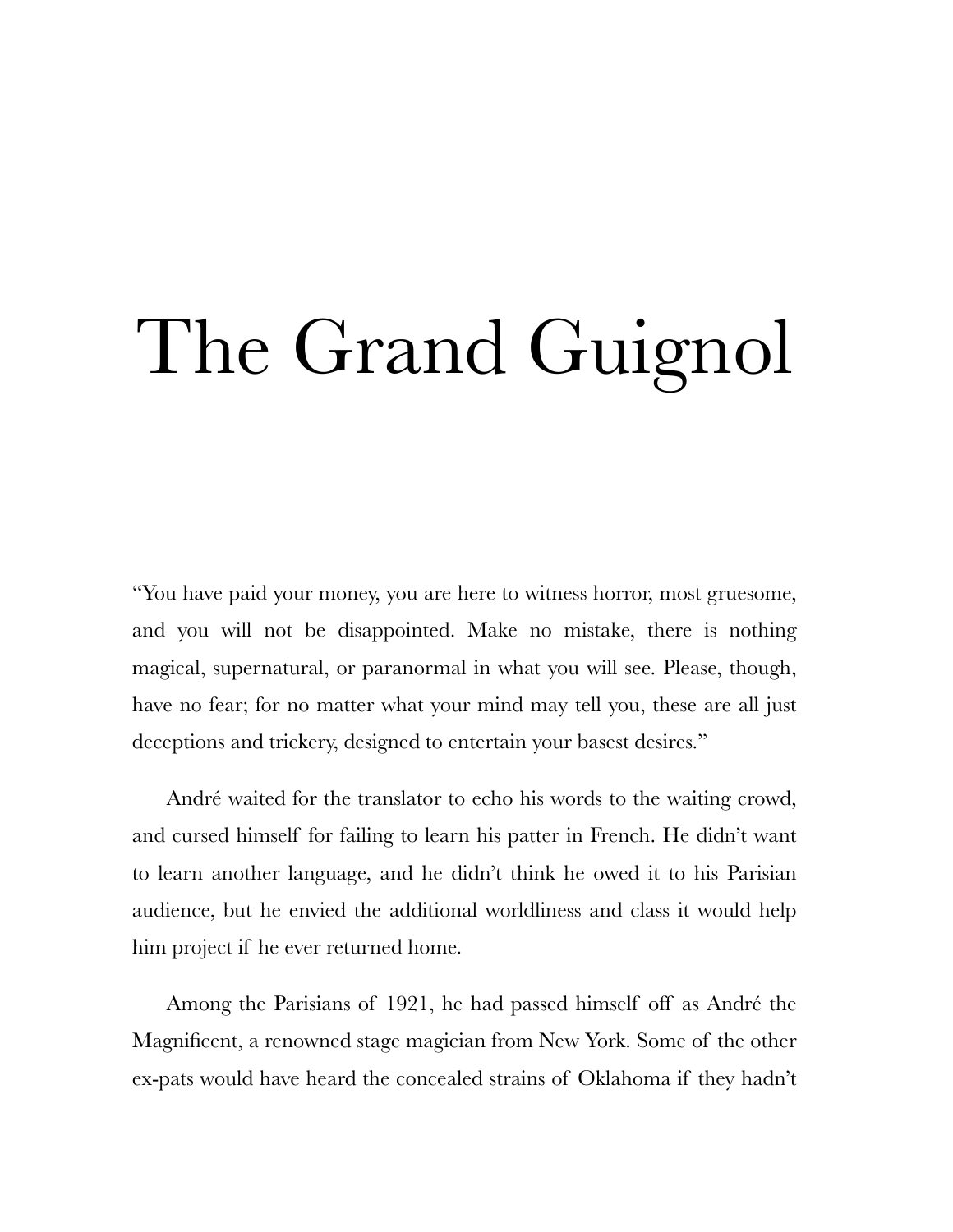# The Grand Guignol

"You have paid your money, you are here to witness horror, most gruesome, and you will not be disappointed. Make no mistake, there is nothing magical, supernatural, or paranormal in what you will see. Please, though, have no fear; for no matter what your mind may tell you, these are all just deceptions and trickery, designed to entertain your basest desires."

André waited for the translator to echo his words to the waiting crowd, and cursed himself for failing to learn his patter in French. He didn't want to learn another language, and he didn't think he owed it to his Parisian audience, but he envied the additional worldliness and class it would help him project if he ever returned home.

Among the Parisians of 1921, he had passed himself off as André the Magnificent, a renowned stage magician from New York. Some of the other ex-pats would have heard the concealed strains of Oklahoma if they hadn't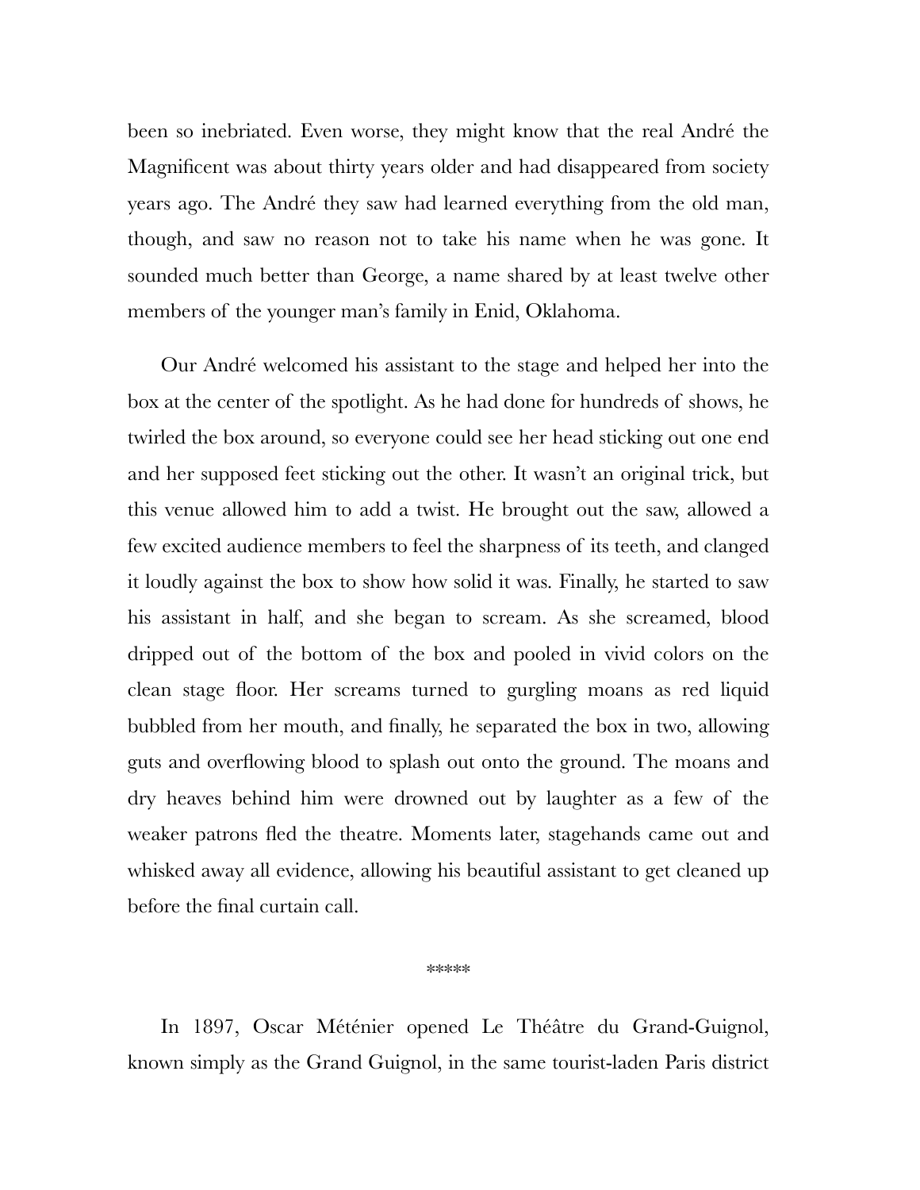been so inebriated. Even worse, they might know that the real André the Magnificent was about thirty years older and had disappeared from society years ago. The André they saw had learned everything from the old man, though, and saw no reason not to take his name when he was gone. It sounded much better than George, a name shared by at least twelve other members of the younger man's family in Enid, Oklahoma.

Our André welcomed his assistant to the stage and helped her into the box at the center of the spotlight. As he had done for hundreds of shows, he twirled the box around, so everyone could see her head sticking out one end and her supposed feet sticking out the other. It wasn't an original trick, but this venue allowed him to add a twist. He brought out the saw, allowed a few excited audience members to feel the sharpness of its teeth, and clanged it loudly against the box to show how solid it was. Finally, he started to saw his assistant in half, and she began to scream. As she screamed, blood dripped out of the bottom of the box and pooled in vivid colors on the clean stage floor. Her screams turned to gurgling moans as red liquid bubbled from her mouth, and finally, he separated the box in two, allowing guts and overflowing blood to splash out onto the ground. The moans and dry heaves behind him were drowned out by laughter as a few of the weaker patrons fled the theatre. Moments later, stagehands came out and whisked away all evidence, allowing his beautiful assistant to get cleaned up before the final curtain call.

*****

In 1897, Oscar Méténier opened Le Théâtre du Grand-Guignol, known simply as the Grand Guignol, in the same tourist-laden Paris district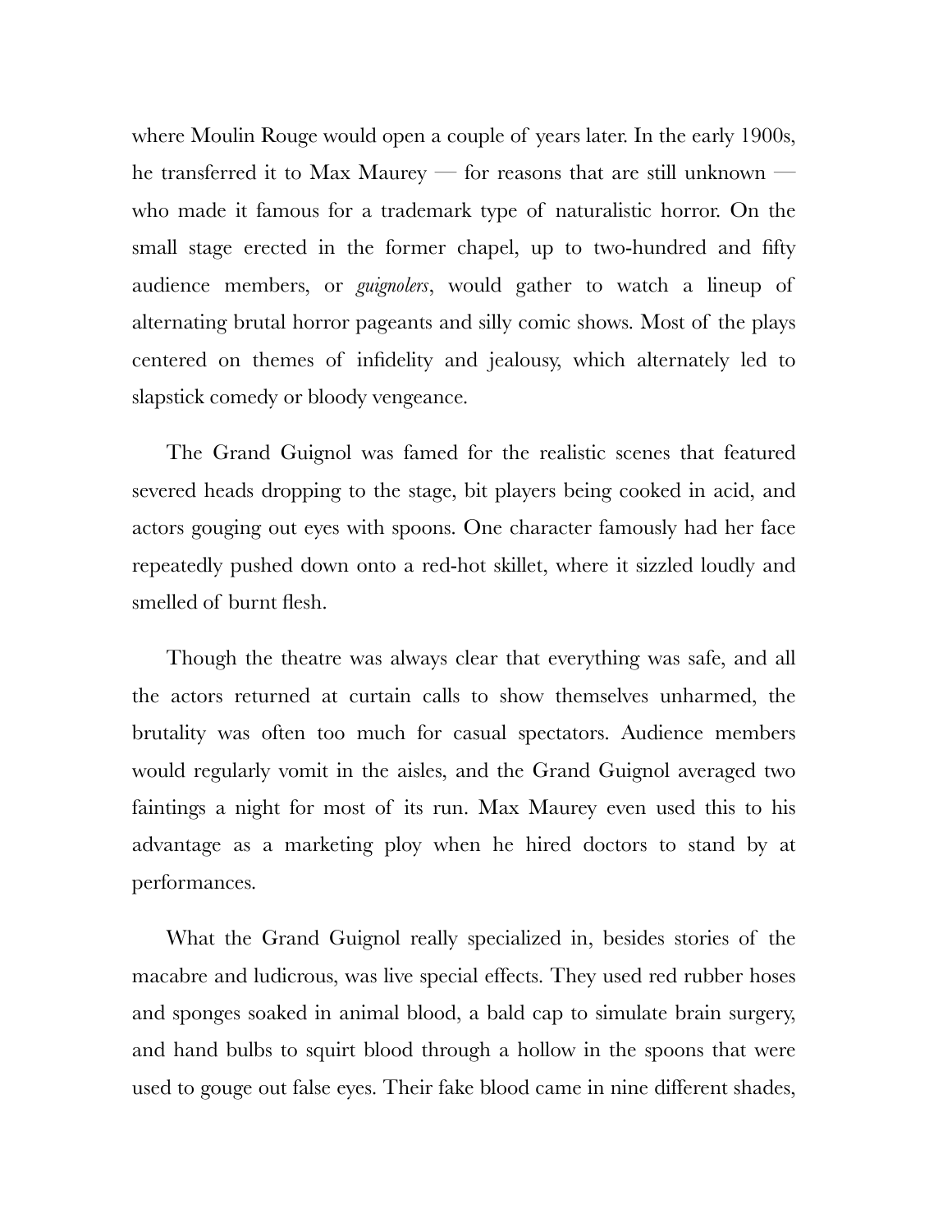where Moulin Rouge would open a couple of years later. In the early 1900s, he transferred it to Max Maurey — for reasons that are still unknown — who made it famous for a trademark type of naturalistic horror. On the small stage erected in the former chapel, up to two-hundred and fifty audience members, or *guignolers*, would gather to watch a lineup of alternating brutal horror pageants and silly comic shows. Most of the plays centered on themes of infidelity and jealousy, which alternately led to slapstick comedy or bloody vengeance.

The Grand Guignol was famed for the realistic scenes that featured severed heads dropping to the stage, bit players being cooked in acid, and actors gouging out eyes with spoons. One character famously had her face repeatedly pushed down onto a red-hot skillet, where it sizzled loudly and smelled of burnt flesh.

Though the theatre was always clear that everything was safe, and all the actors returned at curtain calls to show themselves unharmed, the brutality was often too much for casual spectators. Audience members would regularly vomit in the aisles, and the Grand Guignol averaged two faintings a night for most of its run. Max Maurey even used this to his advantage as a marketing ploy when he hired doctors to stand by at performances.

What the Grand Guignol really specialized in, besides stories of the macabre and ludicrous, was live special effects. They used red rubber hoses and sponges soaked in animal blood, a bald cap to simulate brain surgery, and hand bulbs to squirt blood through a hollow in the spoons that were used to gouge out false eyes. Their fake blood came in nine different shades,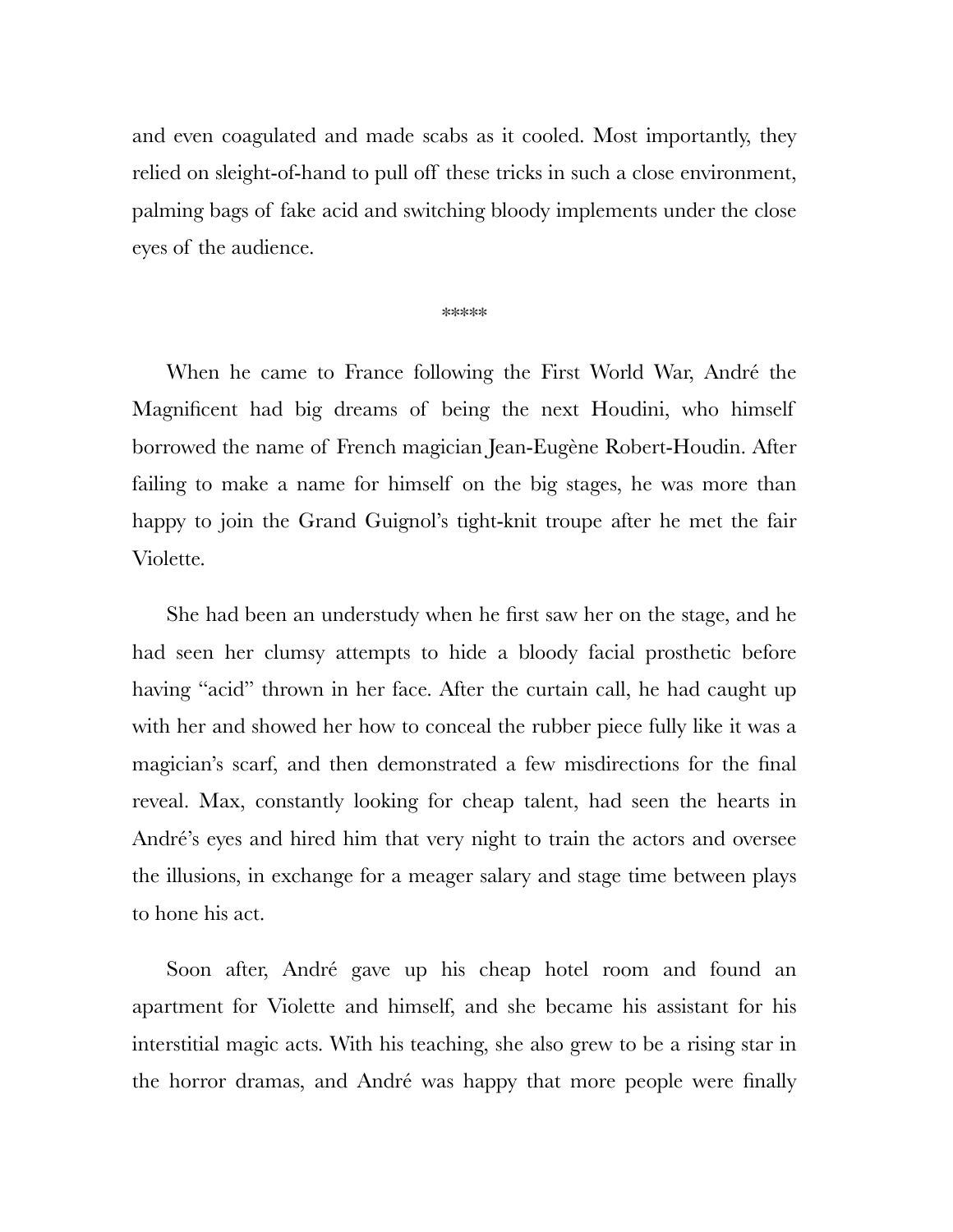and even coagulated and made scabs as it cooled. Most importantly, they relied on sleight-of-hand to pull off these tricks in such a close environment, palming bags of fake acid and switching bloody implements under the close eyes of the audience.

*****

When he came to France following the First World War, André the Magnificent had big dreams of being the next Houdini, who himself borrowed the name of French magician Jean-Eugène Robert-Houdin. After failing to make a name for himself on the big stages, he was more than happy to join the Grand Guignol's tight-knit troupe after he met the fair Violette.

She had been an understudy when he first saw her on the stage, and he had seen her clumsy attempts to hide a bloody facial prosthetic before having "acid" thrown in her face. After the curtain call, he had caught up with her and showed her how to conceal the rubber piece fully like it was a magician's scarf, and then demonstrated a few misdirections for the final reveal. Max, constantly looking for cheap talent, had seen the hearts in André's eyes and hired him that very night to train the actors and oversee the illusions, in exchange for a meager salary and stage time between plays to hone his act.

Soon after, André gave up his cheap hotel room and found an apartment for Violette and himself, and she became his assistant for his interstitial magic acts. With his teaching, she also grew to be a rising star in the horror dramas, and André was happy that more people were finally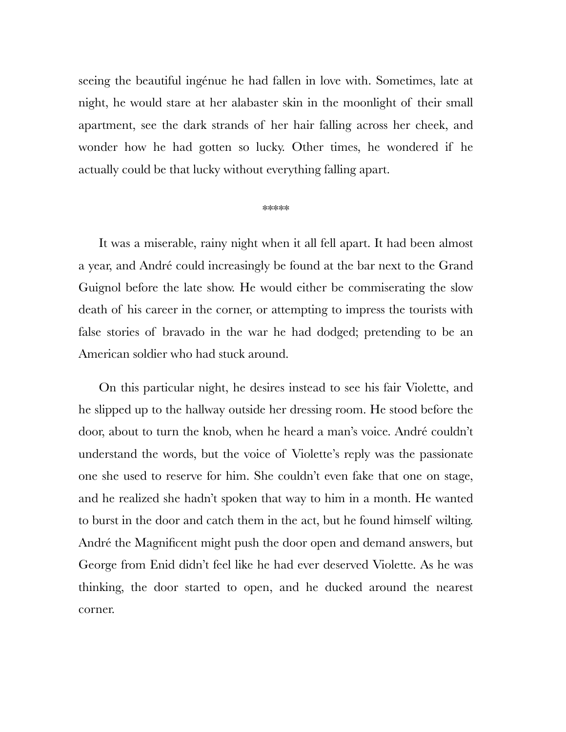seeing the beautiful ingénue he had fallen in love with. Sometimes, late at night, he would stare at her alabaster skin in the moonlight of their small apartment, see the dark strands of her hair falling across her cheek, and wonder how he had gotten so lucky. Other times, he wondered if he actually could be that lucky without everything falling apart.

*****

It was a miserable, rainy night when it all fell apart. It had been almost a year, and André could increasingly be found at the bar next to the Grand Guignol before the late show. He would either be commiserating the slow death of his career in the corner, or attempting to impress the tourists with false stories of bravado in the war he had dodged; pretending to be an American soldier who had stuck around.

On this particular night, he desires instead to see his fair Violette, and he slipped up to the hallway outside her dressing room. He stood before the door, about to turn the knob, when he heard a man's voice. André couldn't understand the words, but the voice of Violette's reply was the passionate one she used to reserve for him. She couldn't even fake that one on stage, and he realized she hadn't spoken that way to him in a month. He wanted to burst in the door and catch them in the act, but he found himself wilting. André the Magnificent might push the door open and demand answers, but George from Enid didn't feel like he had ever deserved Violette. As he was thinking, the door started to open, and he ducked around the nearest corner.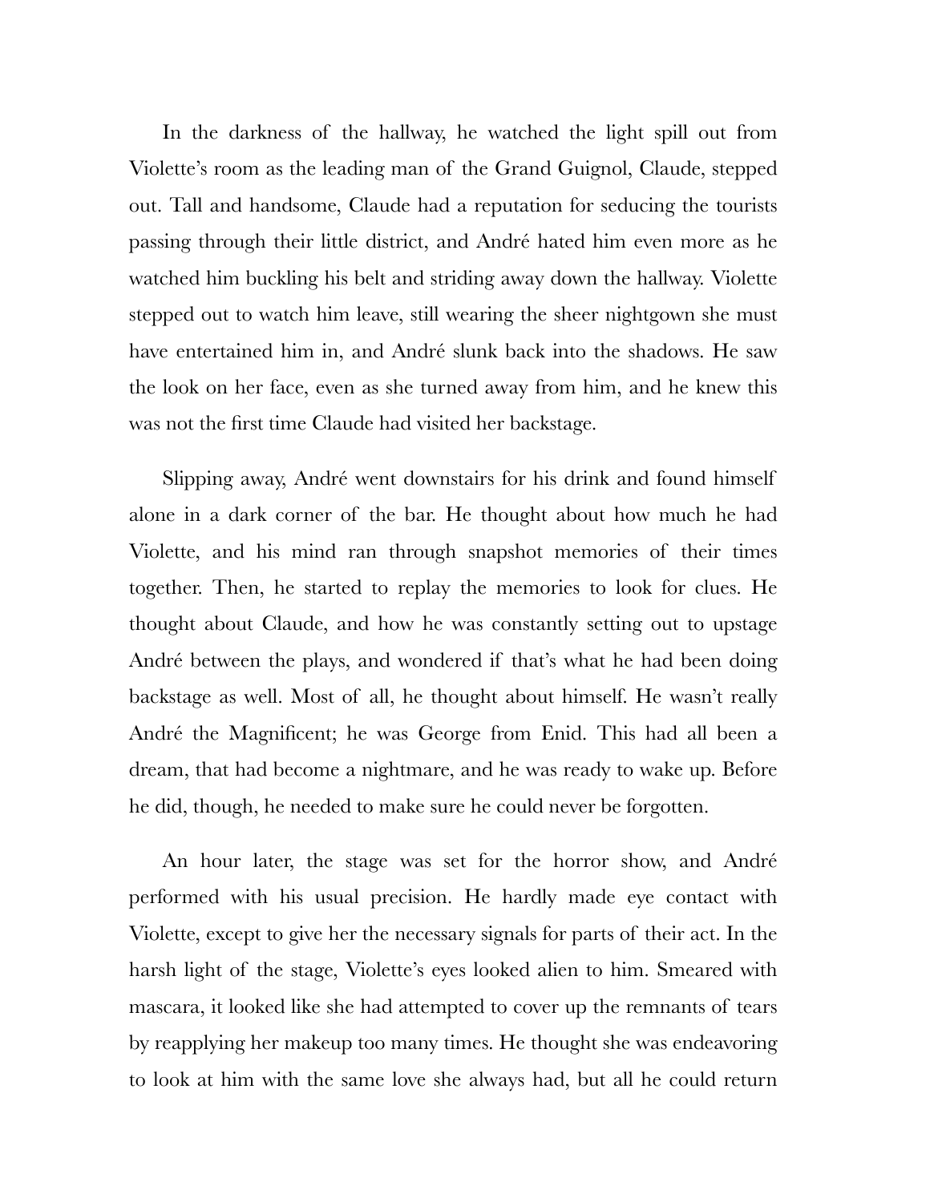In the darkness of the hallway, he watched the light spill out from Violette's room as the leading man of the Grand Guignol, Claude, stepped out. Tall and handsome, Claude had a reputation for seducing the tourists passing through their little district, and André hated him even more as he watched him buckling his belt and striding away down the hallway. Violette stepped out to watch him leave, still wearing the sheer nightgown she must have entertained him in, and André slunk back into the shadows. He saw the look on her face, even as she turned away from him, and he knew this was not the first time Claude had visited her backstage.

Slipping away, André went downstairs for his drink and found himself alone in a dark corner of the bar. He thought about how much he had Violette, and his mind ran through snapshot memories of their times together. Then, he started to replay the memories to look for clues. He thought about Claude, and how he was constantly setting out to upstage André between the plays, and wondered if that's what he had been doing backstage as well. Most of all, he thought about himself. He wasn't really André the Magnificent; he was George from Enid. This had all been a dream, that had become a nightmare, and he was ready to wake up. Before he did, though, he needed to make sure he could never be forgotten.

An hour later, the stage was set for the horror show, and André performed with his usual precision. He hardly made eye contact with Violette, except to give her the necessary signals for parts of their act. In the harsh light of the stage, Violette's eyes looked alien to him. Smeared with mascara, it looked like she had attempted to cover up the remnants of tears by reapplying her makeup too many times. He thought she was endeavoring to look at him with the same love she always had, but all he could return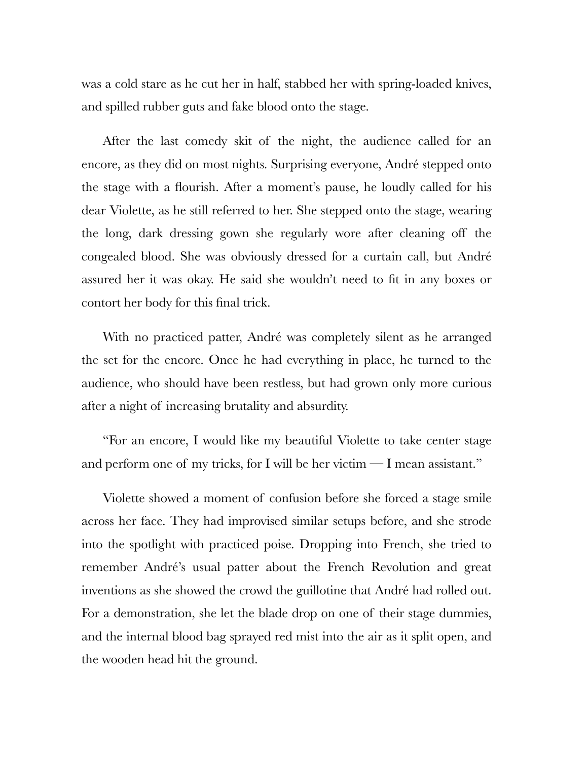was a cold stare as he cut her in half, stabbed her with spring-loaded knives, and spilled rubber guts and fake blood onto the stage.

After the last comedy skit of the night, the audience called for an encore, as they did on most nights. Surprising everyone, André stepped onto the stage with a flourish. After a moment's pause, he loudly called for his dear Violette, as he still referred to her. She stepped onto the stage, wearing the long, dark dressing gown she regularly wore after cleaning off the congealed blood. She was obviously dressed for a curtain call, but André assured her it was okay. He said she wouldn't need to fit in any boxes or contort her body for this final trick.

With no practiced patter, André was completely silent as he arranged the set for the encore. Once he had everything in place, he turned to the audience, who should have been restless, but had grown only more curious after a night of increasing brutality and absurdity.

"For an encore, I would like my beautiful Violette to take center stage and perform one of my tricks, for I will be her victim — I mean assistant."

Violette showed a moment of confusion before she forced a stage smile across her face. They had improvised similar setups before, and she strode into the spotlight with practiced poise. Dropping into French, she tried to remember André's usual patter about the French Revolution and great inventions as she showed the crowd the guillotine that André had rolled out. For a demonstration, she let the blade drop on one of their stage dummies, and the internal blood bag sprayed red mist into the air as it split open, and the wooden head hit the ground.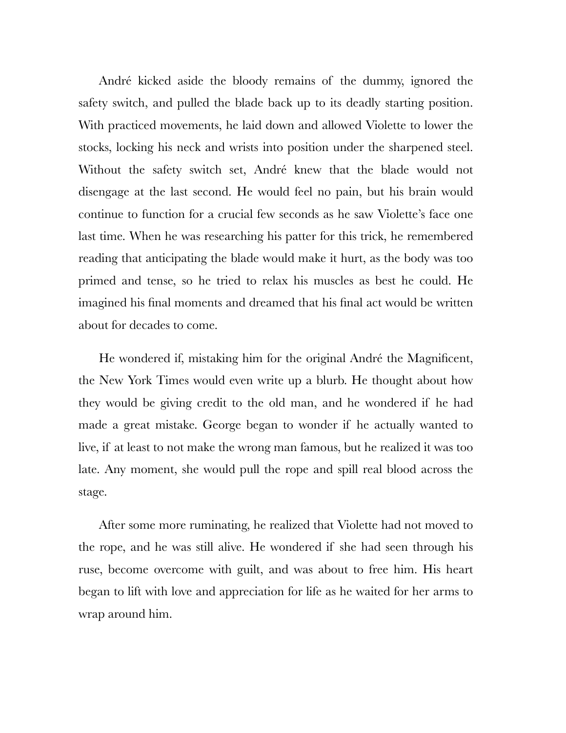André kicked aside the bloody remains of the dummy, ignored the safety switch, and pulled the blade back up to its deadly starting position. With practiced movements, he laid down and allowed Violette to lower the stocks, locking his neck and wrists into position under the sharpened steel. Without the safety switch set, André knew that the blade would not disengage at the last second. He would feel no pain, but his brain would continue to function for a crucial few seconds as he saw Violette's face one last time. When he was researching his patter for this trick, he remembered reading that anticipating the blade would make it hurt, as the body was too primed and tense, so he tried to relax his muscles as best he could. He imagined his final moments and dreamed that his final act would be written about for decades to come.

He wondered if, mistaking him for the original André the Magnificent, the New York Times would even write up a blurb. He thought about how they would be giving credit to the old man, and he wondered if he had made a great mistake. George began to wonder if he actually wanted to live, if at least to not make the wrong man famous, but he realized it was too late. Any moment, she would pull the rope and spill real blood across the stage.

After some more ruminating, he realized that Violette had not moved to the rope, and he was still alive. He wondered if she had seen through his ruse, become overcome with guilt, and was about to free him. His heart began to lift with love and appreciation for life as he waited for her arms to wrap around him.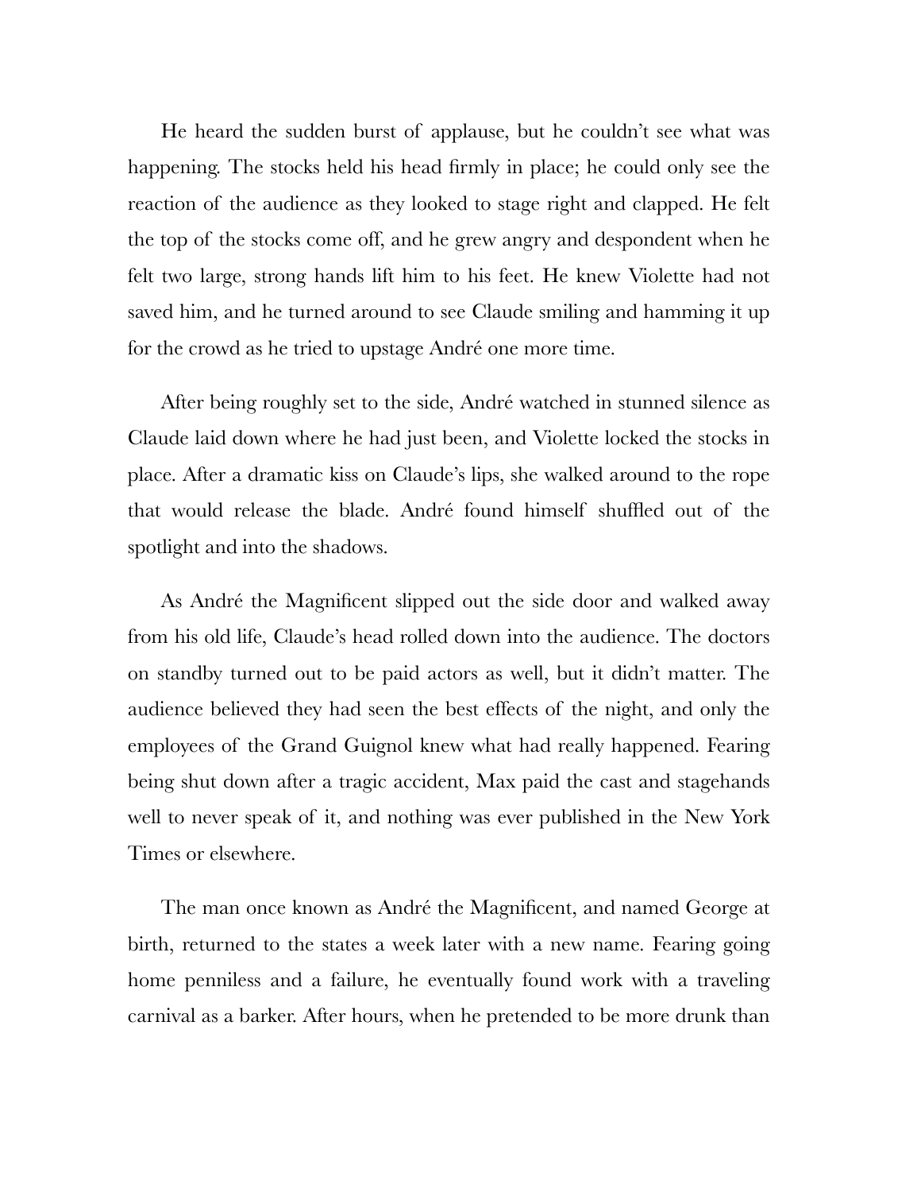He heard the sudden burst of applause, but he couldn't see what was happening. The stocks held his head firmly in place; he could only see the reaction of the audience as they looked to stage right and clapped. He felt the top of the stocks come off, and he grew angry and despondent when he felt two large, strong hands lift him to his feet. He knew Violette had not saved him, and he turned around to see Claude smiling and hamming it up for the crowd as he tried to upstage André one more time.

After being roughly set to the side, André watched in stunned silence as Claude laid down where he had just been, and Violette locked the stocks in place. After a dramatic kiss on Claude's lips, she walked around to the rope that would release the blade. André found himself shuffled out of the spotlight and into the shadows.

As André the Magnificent slipped out the side door and walked away from his old life, Claude's head rolled down into the audience. The doctors on standby turned out to be paid actors as well, but it didn't matter. The audience believed they had seen the best effects of the night, and only the employees of the Grand Guignol knew what had really happened. Fearing being shut down after a tragic accident, Max paid the cast and stagehands well to never speak of it, and nothing was ever published in the New York Times or elsewhere.

The man once known as André the Magnificent, and named George at birth, returned to the states a week later with a new name. Fearing going home penniless and a failure, he eventually found work with a traveling carnival as a barker. After hours, when he pretended to be more drunk than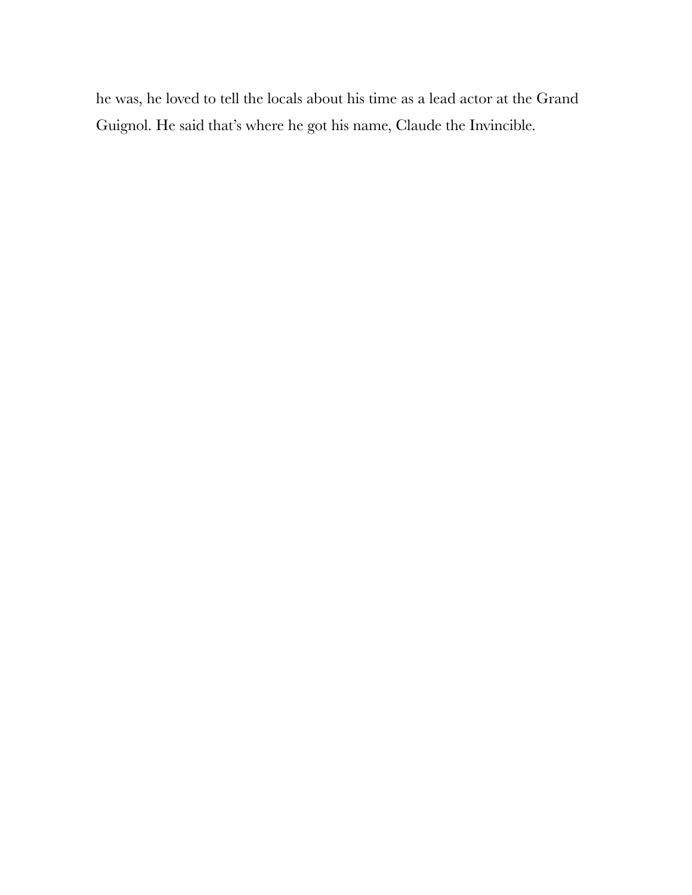he was, he loved to tell the locals about his time as a lead actor at the Grand Guignol. He said that's where he got his name, Claude the Invincible.